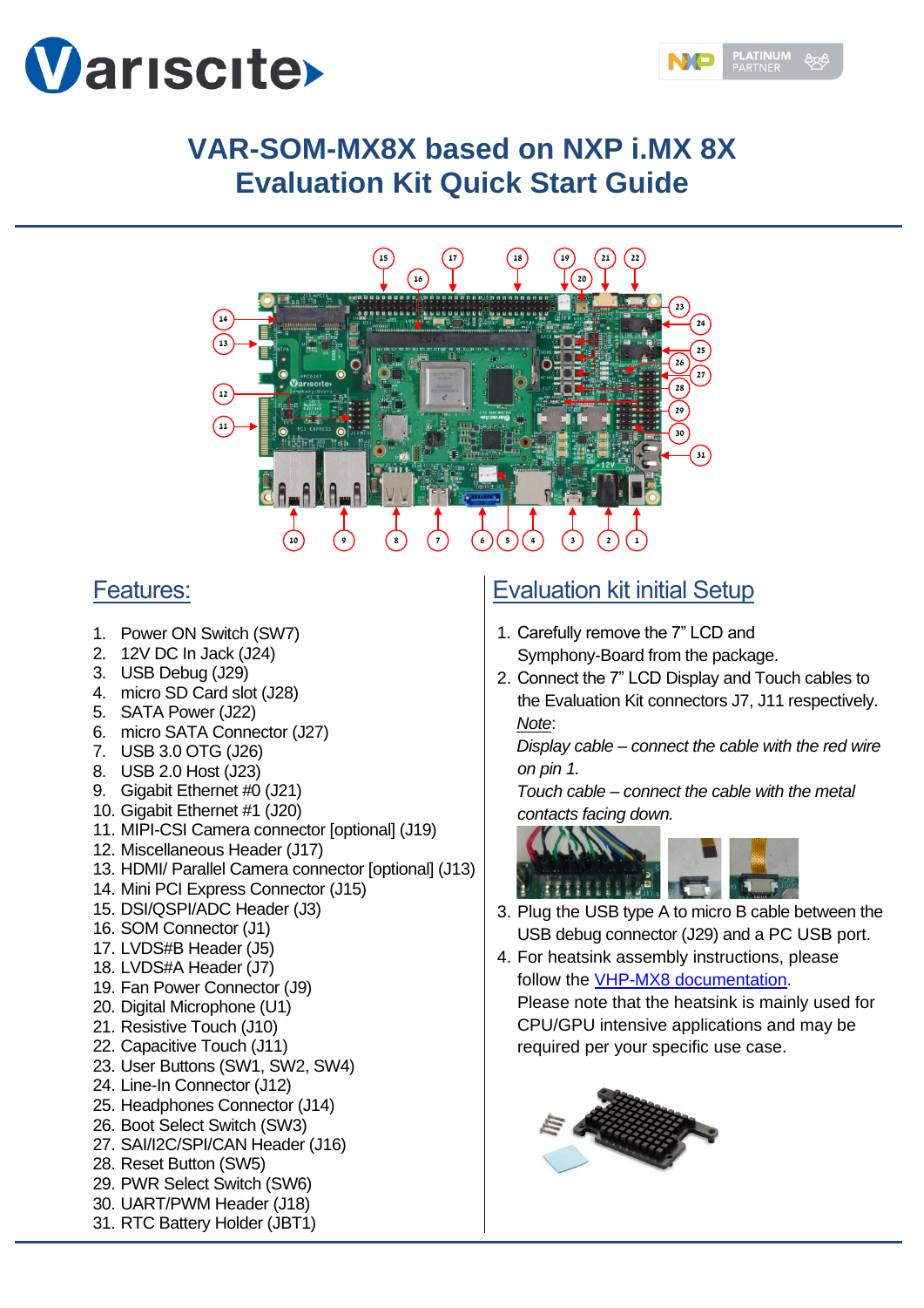# VAR-SOM-MX8X based on NXP i.MX 8X Evaluation Kit Quick Start Guide

## Features:

1. Power ON Switch (SW7)
2. 12V DC In Jack (J24)
3. USB Debug (J29)
4. micro SD Card slot (J28)
5. SATA Power (J22)
6. micro SATA Connector (J27)
7. USB 3.0 OTG (J26)
8. USB 2.0 Host (J23)
9. Gigabit Ethernet #0 (J21)
10. Gigabit Ethernet #1 (J20)
11. MIPI-CSI Camera connector [optional] (J19)
12. Miscellaneous Header (J17)
13. HDMI/ Parallel Camera connector [optional] (J13)
14. Mini PCI Express Connector (J15)
15. DSI/QSPI/ADC Header (J3)
16. SOM Connector (J1)
17. LVDS#B Header (J5)
18. LVDS#A Header (J7)
19. Fan Power Connector (J9)
20. Digital Microphone (U1)
21. Resistive Touch (J10)
22. Capacitive Touch (J11)
23. User Buttons (SW1, SW2, SW4)
24. Line-In Connector (J12)
25. Headphones Connector (J14)
26. Boot Select Switch (SW3)
27. SAI/I2C/SPI/CAN Header (J16)
28. Reset Button (SW5)
29. PWR Select Switch (SW6)
30. UART/PWM Header (J18)
31. RTC Battery Holder (JBT1)

## Evaluation kit initial Setup

1. Carefully remove the 7" LCD and Symphony-Board from the package.
2. Connect the 7" LCD Display and Touch cables to the Evaluation Kit connectors J7, J11 respectively.
   *Note*:
   *Display cable – connect the cable with the red wire on pin 1.*
   *Touch cable – connect the cable with the metal contacts facing down.*
3. Plug the USB type A to micro B cable between the USB debug connector (J29) and a PC USB port.
4. For heatsink assembly instructions, please follow the VHP-MX8 documentation.
   Please note that the heatsink is mainly used for CPU/GPU intensive applications and may be required per your specific use case.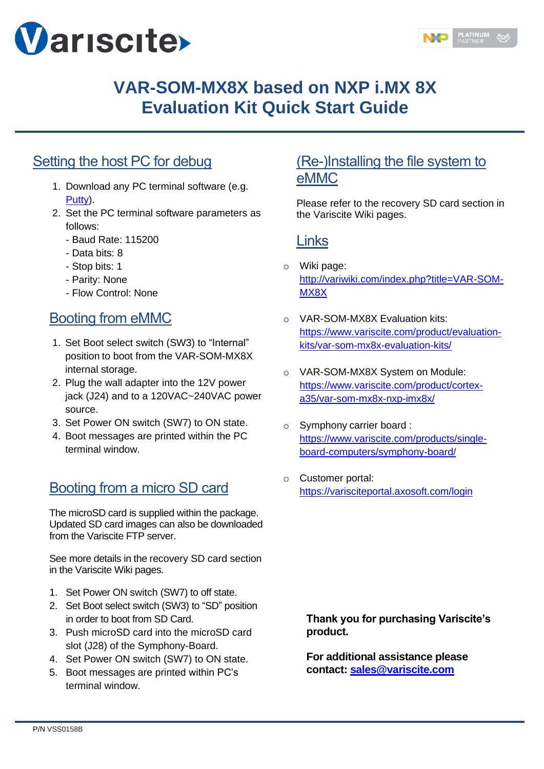# VAR-SOM-MX8X based on NXP i.MX 8X Evaluation Kit Quick Start Guide

## Setting the host PC for debug

1. Download any PC terminal software (e.g. Putty).
2. Set the PC terminal software parameters as follows:
   - Baud Rate: 115200
   - Data bits: 8
   - Stop bits: 1
   - Parity: None
   - Flow Control: None

## Booting from eMMC

1. Set Boot select switch (SW3) to "Internal" position to boot from the VAR-SOM-MX8X internal storage.
2. Plug the wall adapter into the 12V power jack (J24) and to a 120VAC~240VAC power source.
3. Set Power ON switch (SW7) to ON state.
4. Boot messages are printed within the PC terminal window.

## Booting from a micro SD card

The microSD card is supplied within the package. Updated SD card images can also be downloaded from the Variscite FTP server.

See more details in the recovery SD card section in the Variscite Wiki pages.

1. Set Power ON switch (SW7) to off state.
2. Set Boot select switch (SW3) to "SD" position in order to boot from SD Card.
3. Push microSD card into the microSD card slot (J28) of the Symphony-Board.
4. Set Power ON switch (SW7) to ON state.
5. Boot messages are printed within PC's terminal window.

## (Re-)Installing the file system to eMMC

Please refer to the recovery SD card section in the Variscite Wiki pages.

## Links

- Wiki page: http://variwiki.com/index.php?title=VAR-SOM-MX8X
- VAR-SOM-MX8X Evaluation kits: https://www.variscite.com/product/evaluation-kits/var-som-mx8x-evaluation-kits/
- VAR-SOM-MX8X System on Module: https://www.variscite.com/product/cortex-a35/var-som-mx8x-nxp-imx8x/
- Symphony carrier board : https://www.variscite.com/products/single-board-computers/symphony-board/
- Customer portal: https://variscitepor tal.axosoft.com/login

**Thank you for purchasing Variscite's product.**

**For additional assistance please contact: sales@variscite.com**

P/N VSS0158B